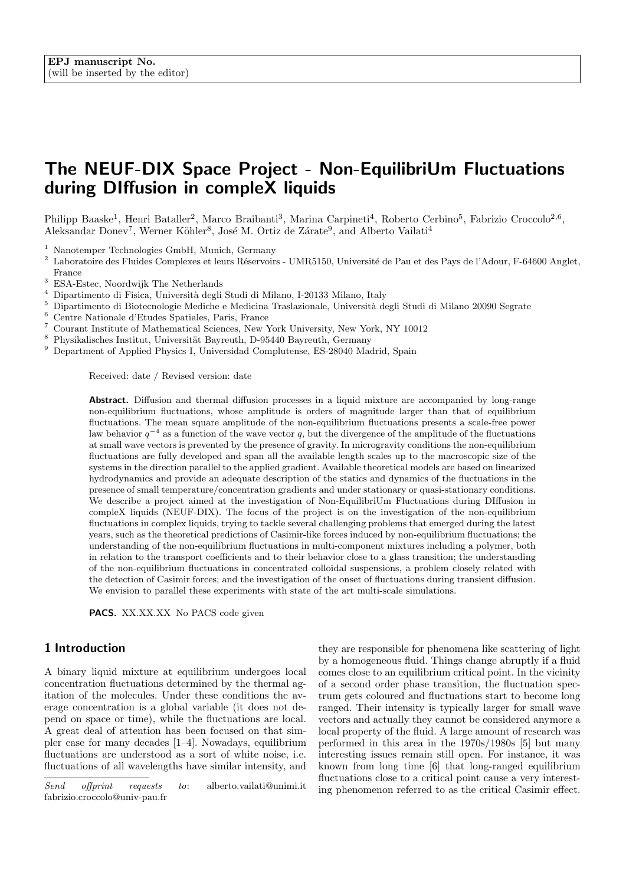EPJ manuscript No.
(will be inserted by the editor)

# The NEUF-DIX Space Project - Non-EquilibriUm Fluctuations during DIffusion in compleX liquids

Philipp Baaske[1], Henri Bataller[2], Marco Braibanti[3], Marina Carpineti[4], Roberto Cerbino[5], Fabrizio Croccolo[2,6], Aleksandar Donev[7], Werner Köhler[8], José M. Ortiz de Zárate[9], and Alberto Vailati[4]

[1] Nanotemper Technologies GmbH, Munich, Germany
[2] Laboratoire des Fluides Complexes et leurs Réservoirs - UMR5150, Université de Pau et des Pays de l'Adour, F-64600 Anglet, France
[3] ESA-Estec, Noordwijk The Netherlands
[4] Dipartimento di Fisica, Università degli Studi di Milano, I-20133 Milano, Italy
[5] Dipartimento di Biotecnologie Mediche e Medicina Traslazionale, Università degli Studi di Milano 20090 Segrate
[6] Centre Nationale d'Etudes Spatiales, Paris, France
[7] Courant Institute of Mathematical Sciences, New York University, New York, NY 10012
[8] Physikalisches Institut, Universität Bayreuth, D-95440 Bayreuth, Germany
[9] Department of Applied Physics I, Universidad Complutense, ES-28040 Madrid, Spain

Received: date / Revised version: date

**Abstract.** Diffusion and thermal diffusion processes in a liquid mixture are accompanied by long-range non-equilibrium fluctuations, whose amplitude is orders of magnitude larger than that of equilibrium fluctuations. The mean square amplitude of the non-equilibrium fluctuations presents a scale-free power law behavior $q^{-4}$ as a function of the wave vector $q$, but the divergence of the amplitude of the fluctuations at small wave vectors is prevented by the presence of gravity. In microgravity conditions the non-equilibrium fluctuations are fully developed and span all the available length scales up to the macroscopic size of the systems in the direction parallel to the applied gradient. Available theoretical models are based on linearized hydrodynamics and provide an adequate description of the statics and dynamics of the fluctuations in the presence of small temperature/concentration gradients and under stationary or quasi-stationary conditions. We describe a project aimed at the investigation of Non-EquilibriUm Fluctuations during DIffusion in compleX liquids (NEUF-DIX). The focus of the project is on the investigation of the non-equilibrium fluctuations in complex liquids, trying to tackle several challenging problems that emerged during the latest years, such as the theoretical predictions of Casimir-like forces induced by non-equilibrium fluctuations; the understanding of the non-equilibrium fluctuations in multi-component mixtures including a polymer, both in relation to the transport coefficients and to their behavior close to a glass transition; the understanding of the non-equilibrium fluctuations in concentrated colloidal suspensions, a problem closely related with the detection of Casimir forces; and the investigation of the onset of fluctuations during transient diffusion. We envision to parallel these experiments with state of the art multi-scale simulations.

**PACS.** XX.XX.XX No PACS code given

## 1 Introduction

A binary liquid mixture at equilibrium undergoes local concentration fluctuations determined by the thermal agitation of the molecules. Under these conditions the average concentration is a global variable (it does not depend on space or time), while the fluctuations are local. A great deal of attention has been focused on that simpler case for many decades [1–4]. Nowadays, equilibrium fluctuations are understood as a sort of white noise, i.e. fluctuations of all wavelengths have similar intensity, and they are responsible for phenomena like scattering of light by a homogeneous fluid. Things change abruptly if a fluid comes close to an equilibrium critical point. In the vicinity of a second order phase transition, the fluctuation spectrum gets coloured and fluctuations start to become long ranged. Their intensity is typically larger for small wave vectors and actually they cannot be considered anymore a local property of the fluid. A large amount of research was performed in this area in the 1970s/1980s [5] but many interesting issues remain still open. For instance, it was known from long time [6] that long-ranged equilibrium fluctuations close to a critical point cause a very interesting phenomenon referred to as the critical Casimir effect.

*Send offprint requests to*: alberto.vailati@unimi.it fabrizio.croccolo@univ-pau.fr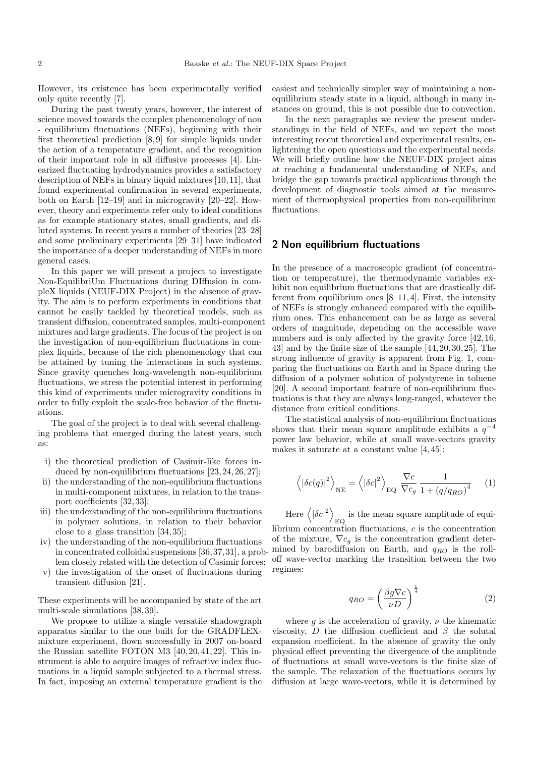However, its existence has been experimentally verified only quite recently [7].

During the past twenty years, however, the interest of science moved towards the complex phenomenology of non - equilibrium fluctuations (NEFs), beginning with their first theoretical prediction [8,9] for simple liquids under the action of a temperature gradient, and the recognition of their important role in all diffusive processes [4]. Linearized fluctuating hydrodynamics provides a satisfactory description of NEFs in binary liquid mixtures [10,11], that found experimental confirmation in several experiments, both on Earth [12–19] and in microgravity [20–22]. However, theory and experiments refer only to ideal conditions as for example stationary states, small gradients, and diluted systems. In recent years a number of theories [23–28] and some preliminary experiments [29–31] have indicated the importance of a deeper understanding of NEFs in more general cases.

In this paper we will present a project to investigate Non-EquilibriUm Fluctuations during DIffusion in compleX liquids (NEUF-DIX Project) in the absence of gravity. The aim is to perform experiments in conditions that cannot be easily tackled by theoretical models, such as transient diffusion, concentrated samples, multi-component mixtures and large gradients. The focus of the project is on the investigation of non-equilibrium fluctuations in complex liquids, because of the rich phenomenology that can be attained by tuning the interactions in such systems. Since gravity quenches long-wavelength non-equilibrium fluctuations, we stress the potential interest in performing this kind of experiments under microgravity conditions in order to fully exploit the scale-free behavior of the fluctuations.

The goal of the project is to deal with several challenging problems that emerged during the latest years, such as:

i) the theoretical prediction of Casimir-like forces induced by non-equilibrium fluctuations [23,24,26,27];
ii) the understanding of the non-equilibrium fluctuations in multi-component mixtures, in relation to the transport coefficients [32,33];
iii) the understanding of the non-equilibrium fluctuations in polymer solutions, in relation to their behavior close to a glass transition [34,35];
iv) the understanding of the non-equilibrium fluctuations in concentrated colloidal suspensions [36,37,31], a problem closely related with the detection of Casimir forces;
v) the investigation of the onset of fluctuations during transient diffusion [21].

These experiments will be accompanied by state of the art multi-scale simulations [38,39].

We propose to utilize a single versatile shadowgraph apparatus similar to the one built for the GRADFLEX-mixture experiment, flown successfully in 2007 on-board the Russian satellite FOTON M3 [40,20,41,22]. This instrument is able to acquire images of refractive index fluctuations in a liquid sample subjected to a thermal stress. In fact, imposing an external temperature gradient is the easiest and technically simpler way of maintaining a non-equilibrium steady state in a liquid, although in many instances on ground, this is not possible due to convection.

In the next paragraphs we review the present understandings in the field of NEFs, and we report the most interesting recent theoretical and experimental results, enlightening the open questions and the experimental needs. We will briefly outline how the NEUF-DIX project aims at reaching a fundamental understanding of NEFs, and bridge the gap towards practical applications through the development of diagnostic tools aimed at the measurement of thermophysical properties from non-equilibrium fluctuations.

## 2 Non equilibrium fluctuations

In the presence of a macroscopic gradient (of concentration or temperature), the thermodynamic variables exhibit non equilibrium fluctuations that are drastically different from equilibrium ones [8–11,4]. First, the intensity of NEFs is strongly enhanced compared with the equilibrium ones. This enhancement can be as large as several orders of magnitude, depending on the accessible wave numbers and is only affected by the gravity force [42,16,43] and by the finite size of the sample [44,20,30,25]. The strong influence of gravity is apparent from Fig. 1, comparing the fluctuations on Earth and in Space during the diffusion of a polymer solution of polystyrene in toluene [20]. A second important feature of non-equilibrium fluctuations is that they are always long-ranged, whatever the distance from critical conditions.

The statistical analysis of non-equilibrium fluctuations shows that their mean square amplitude exhibits a $q^{-4}$ power law behavior, while at small wave-vectors gravity makes it saturate at a constant value [4,45]:

$$\left\langle |\delta c(q)|^2 \right\rangle_{\mathrm{NE}} = \left\langle |\delta c|^2 \right\rangle_{\mathrm{EQ}} \frac{\nabla c}{\nabla c_g} \frac{1}{1 + (q/q_{RO})^4} \quad (1)$$

Here $\left\langle |\delta c|^2 \right\rangle_{\mathrm{EQ}}$ is the mean square amplitude of equilibrium concentration fluctuations, $c$ is the concentration of the mixture, $\nabla c_g$ is the concentration gradient determined by barodiffusion on Earth, and $q_{RO}$ is the roll-off wave-vector marking the transition between the two regimes:

$$q_{RO} = \left( \frac{\beta g \nabla c}{\nu D} \right)^{\frac{1}{4}} \quad (2)$$

where $g$ is the acceleration of gravity, $\nu$ the kinematic viscosity, $D$ the diffusion coefficient and $\beta$ the solutal expansion coefficient. In the absence of gravity the only physical effect preventing the divergence of the amplitude of fluctuations at small wave-vectors is the finite size of the sample. The relaxation of the fluctuations occurs by diffusion at large wave-vectors, while it is determined by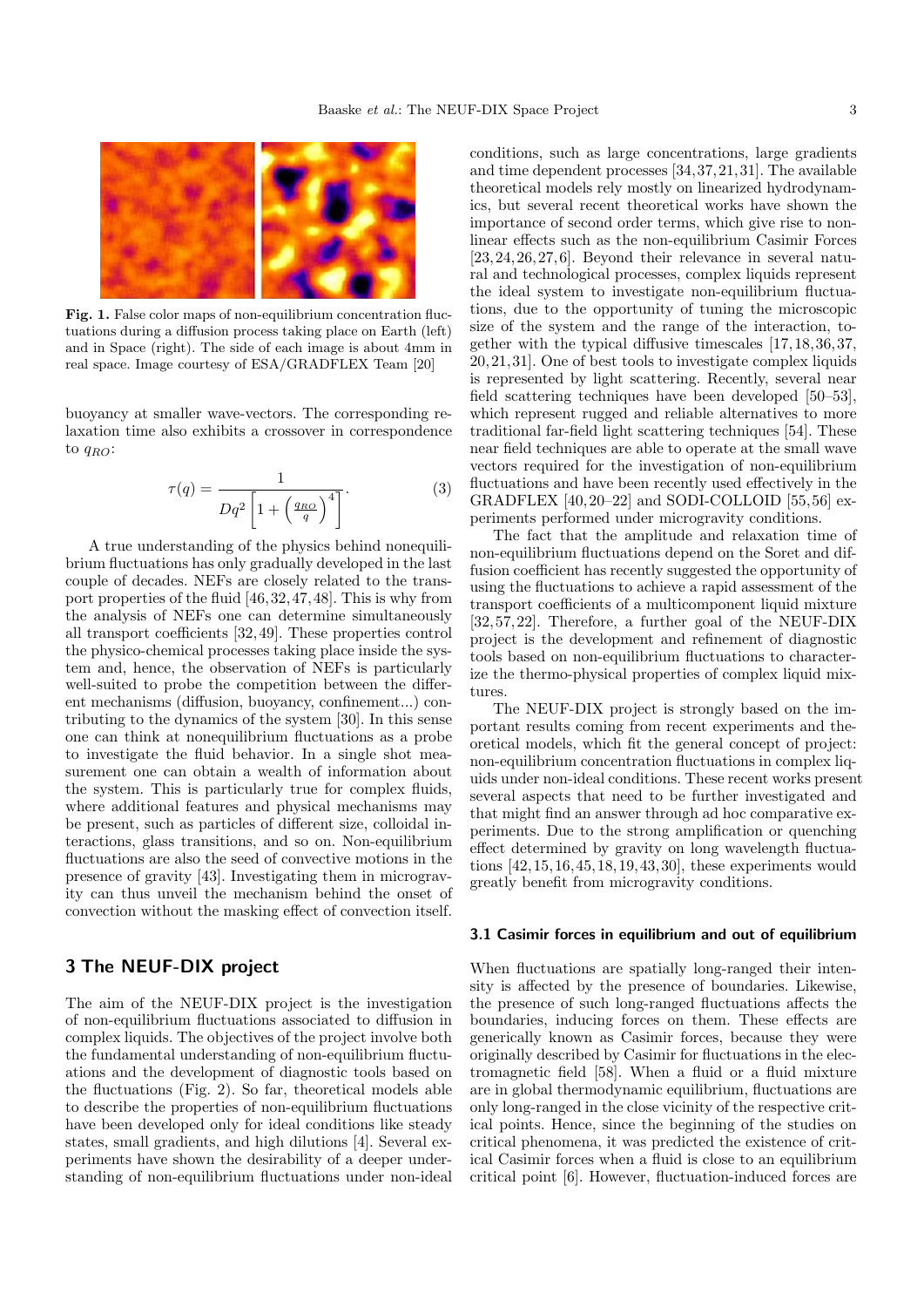Fig. 1. False color maps of non-equilibrium concentration fluctuations during a diffusion process taking place on Earth (left) and in Space (right). The side of each image is about 4mm in real space. Image courtesy of ESA/GRADFLEX Team [20]

buoyancy at smaller wave-vectors. The corresponding relaxation time also exhibits a crossover in correspondence to $q_{RO}$:

$$\tau(q) = \frac{1}{Dq^2\left[1 + \left(\frac{q_{RO}}{q}\right)^4\right]}. \quad (3)$$

A true understanding of the physics behind nonequilibrium fluctuations has only gradually developed in the last couple of decades. NEFs are closely related to the transport properties of the fluid [46,32,47,48]. This is why from the analysis of NEFs one can determine simultaneously all transport coefficients [32,49]. These properties control the physico-chemical processes taking place inside the system and, hence, the observation of NEFs is particularly well-suited to probe the competition between the different mechanisms (diffusion, buoyancy, confinement...) contributing to the dynamics of the system [30]. In this sense one can think at nonequilibrium fluctuations as a probe to investigate the fluid behavior. In a single shot measurement one can obtain a wealth of information about the system. This is particularly true for complex fluids, where additional features and physical mechanisms may be present, such as particles of different size, colloidal interactions, glass transitions, and so on. Non-equilibrium fluctuations are also the seed of convective motions in the presence of gravity [43]. Investigating them in microgravity can thus unveil the mechanism behind the onset of convection without the masking effect of convection itself.

## 3 The NEUF-DIX project

The aim of the NEUF-DIX project is the investigation of non-equilibrium fluctuations associated to diffusion in complex liquids. The objectives of the project involve both the fundamental understanding of non-equilibrium fluctuations and the development of diagnostic tools based on the fluctuations (Fig. 2). So far, theoretical models able to describe the properties of non-equilibrium fluctuations have been developed only for ideal conditions like steady states, small gradients, and high dilutions [4]. Several experiments have shown the desirability of a deeper understanding of non-equilibrium fluctuations under non-ideal conditions, such as large concentrations, large gradients and time dependent processes [34,37,21,31]. The available theoretical models rely mostly on linearized hydrodynamics, but several recent theoretical works have shown the importance of second order terms, which give rise to nonlinear effects such as the non-equilibrium Casimir Forces [23,24,26,27,6]. Beyond their relevance in several natural and technological processes, complex liquids represent the ideal system to investigate non-equilibrium fluctuations, due to the opportunity of tuning the microscopic size of the system and the range of the interaction, together with the typical diffusive timescales [17,18,36,37,20,21,31]. One of best tools to investigate complex liquids is represented by light scattering. Recently, several near field scattering techniques have been developed [50–53], which represent rugged and reliable alternatives to more traditional far-field light scattering techniques [54]. These near field techniques are able to operate at the small wave vectors required for the investigation of non-equilibrium fluctuations and have been recently used effectively in the GRADFLEX [40,20–22] and SODI-COLLOID [55,56] experiments performed under microgravity conditions.

The fact that the amplitude and relaxation time of non-equilibrium fluctuations depend on the Soret and diffusion coefficient has recently suggested the opportunity of using the fluctuations to achieve a rapid assessment of the transport coefficients of a multicomponent liquid mixture [32,57,22]. Therefore, a further goal of the NEUF-DIX project is the development and refinement of diagnostic tools based on non-equilibrium fluctuations to characterize the thermo-physical properties of complex liquid mixtures.

The NEUF-DIX project is strongly based on the important results coming from recent experiments and theoretical models, which fit the general concept of project: non-equilibrium concentration fluctuations in complex liquids under non-ideal conditions. These recent works present several aspects that need to be further investigated and that might find an answer through ad hoc comparative experiments. Due to the strong amplification or quenching effect determined by gravity on long wavelength fluctuations [42,15,16,45,18,19,43,30], these experiments would greatly benefit from microgravity conditions.

### 3.1 Casimir forces in equilibrium and out of equilibrium

When fluctuations are spatially long-ranged their intensity is affected by the presence of boundaries. Likewise, the presence of such long-ranged fluctuations affects the boundaries, inducing forces on them. These effects are generically known as Casimir forces, because they were originally described by Casimir for fluctuations in the electromagnetic field [58]. When a fluid or a fluid mixture are in global thermodynamic equilibrium, fluctuations are only long-ranged in the close vicinity of the respective critical points. Hence, since the beginning of the studies on critical phenomena, it was predicted the existence of critical Casimir forces when a fluid is close to an equilibrium critical point [6]. However, fluctuation-induced forces are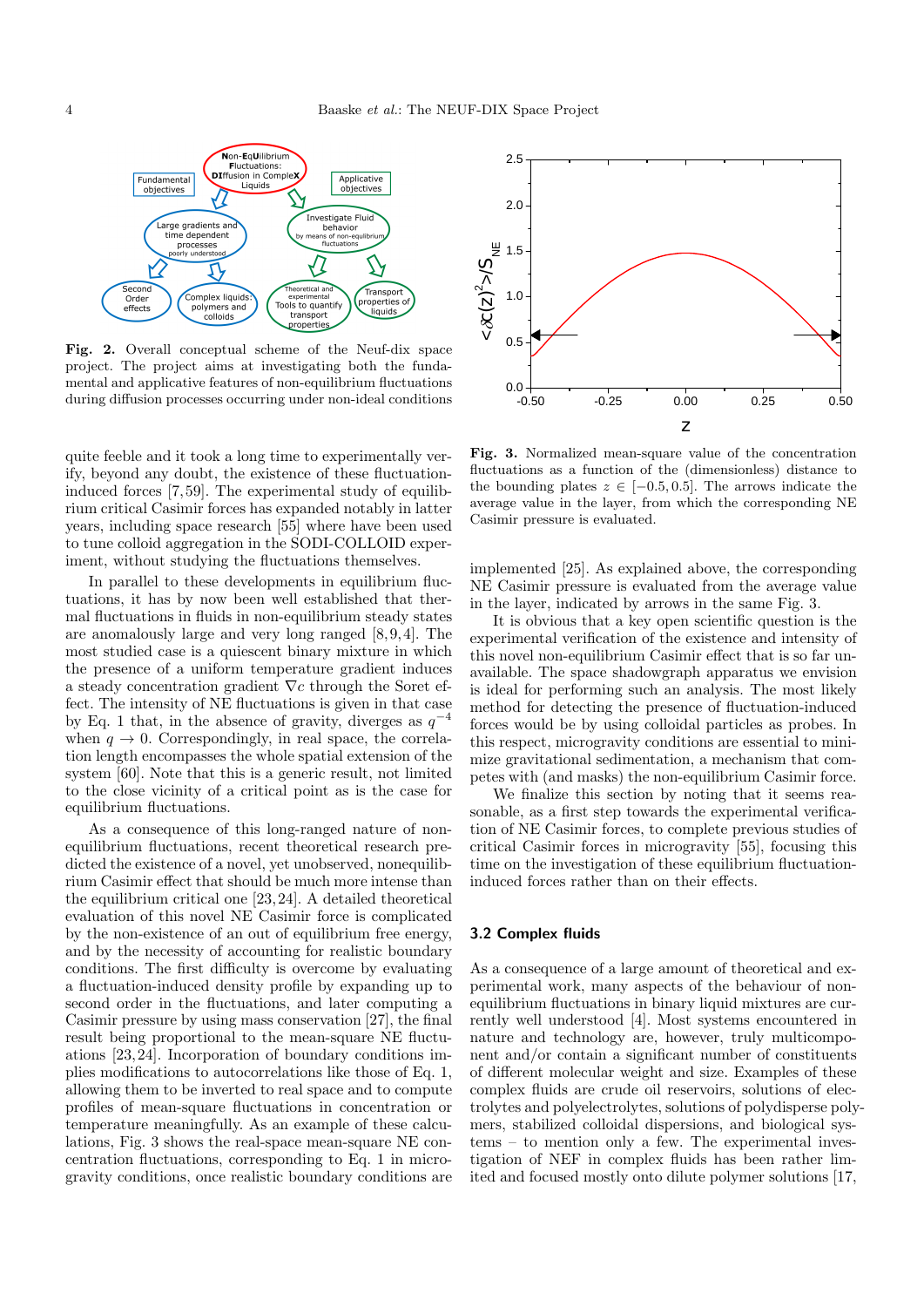**Fig. 2.** Overall conceptual scheme of the Neuf-dix space project. The project aims at investigating both the fundamental and applicative features of non-equilibrium fluctuations during diffusion processes occurring under non-ideal conditions

quite feeble and it took a long time to experimentally verify, beyond any doubt, the existence of these fluctuation-induced forces [7,59]. The experimental study of equilibrium critical Casimir forces has expanded notably in latter years, including space research [55] where have been used to tune colloid aggregation in the SODI-COLLOID experiment, without studying the fluctuations themselves.

In parallel to these developments in equilibrium fluctuations, it has by now been well established that thermal fluctuations in fluids in non-equilibrium steady states are anomalously large and very long ranged [8,9,4]. The most studied case is a quiescent binary mixture in which the presence of a uniform temperature gradient induces a steady concentration gradient $\nabla c$ through the Soret effect. The intensity of NE fluctuations is given in that case by Eq. 1 that, in the absence of gravity, diverges as $q^{-4}$ when $q \to 0$. Correspondingly, in real space, the correlation length encompasses the whole spatial extension of the system [60]. Note that this is a generic result, not limited to the close vicinity of a critical point as is the case for equilibrium fluctuations.

As a consequence of this long-ranged nature of non-equilibrium fluctuations, recent theoretical research predicted the existence of a novel, yet unobserved, nonequilibrium Casimir effect that should be much more intense than the equilibrium critical one [23,24]. A detailed theoretical evaluation of this novel NE Casimir force is complicated by the non-existence of an out of equilibrium free energy, and by the necessity of accounting for realistic boundary conditions. The first difficulty is overcome by evaluating a fluctuation-induced density profile by expanding up to second order in the fluctuations, and later computing a Casimir pressure by using mass conservation [27], the final result being proportional to the mean-square NE fluctuations [23,24]. Incorporation of boundary conditions implies modifications to autocorrelations like those of Eq. 1, allowing them to be inverted to real space and to compute profiles of mean-square fluctuations in concentration or temperature meaningfully. As an example of these calculations, Fig. 3 shows the real-space mean-square NE concentration fluctuations, corresponding to Eq. 1 in microgravity conditions, once realistic boundary conditions are implemented [25]. As explained above, the corresponding NE Casimir pressure is evaluated from the average value in the layer, indicated by arrows in the same Fig. 3.

**Fig. 3.** Normalized mean-square value of the concentration fluctuations as a function of the (dimensionless) distance to the bounding plates $z \in [-0.5, 0.5]$. The arrows indicate the average value in the layer, from which the corresponding NE Casimir pressure is evaluated.

It is obvious that a key open scientific question is the experimental verification of the existence and intensity of this novel non-equilibrium Casimir effect that is so far unavailable. The space shadowgraph apparatus we envision is ideal for performing such an analysis. The most likely method for detecting the presence of fluctuation-induced forces would be by using colloidal particles as probes. In this respect, microgravity conditions are essential to minimize gravitational sedimentation, a mechanism that competes with (and masks) the non-equilibrium Casimir force.

We finalize this section by noting that it seems reasonable, as a first step towards the experimental verification of NE Casimir forces, to complete previous studies of critical Casimir forces in microgravity [55], focusing this time on the investigation of these equilibrium fluctuation-induced forces rather than on their effects.

### 3.2 Complex fluids

As a consequence of a large amount of theoretical and experimental work, many aspects of the behaviour of non-equilibrium fluctuations in binary liquid mixtures are currently well understood [4]. Most systems encountered in nature and technology are, however, truly multicomponent and/or contain a significant number of constituents of different molecular weight and size. Examples of these complex fluids are crude oil reservoirs, solutions of electrolytes and polyelectrolytes, solutions of polydisperse polymers, stabilized colloidal dispersions, and biological systems – to mention only a few. The experimental investigation of NEF in complex fluids has been rather limited and focused mostly onto dilute polymer solutions [17,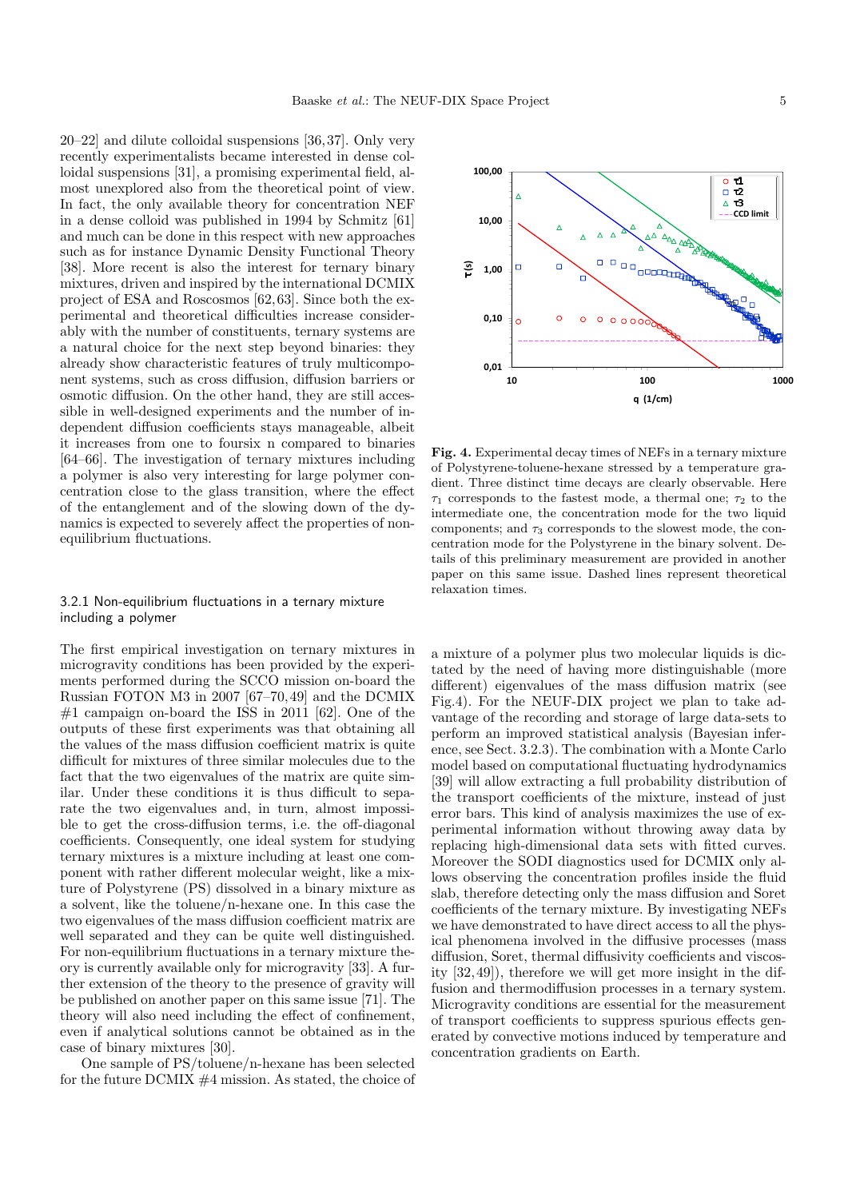20–22] and dilute colloidal suspensions [36,37]. Only very recently experimentalists became interested in dense colloidal suspensions [31], a promising experimental field, almost unexplored also from the theoretical point of view. In fact, the only available theory for concentration NEF in a dense colloid was published in 1994 by Schmitz [61] and much can be done in this respect with new approaches such as for instance Dynamic Density Functional Theory [38]. More recent is also the interest for ternary binary mixtures, driven and inspired by the international DCMIX project of ESA and Roscosmos [62,63]. Since both the experimental and theoretical difficulties increase considerably with the number of constituents, ternary systems are a natural choice for the next step beyond binaries: they already show characteristic features of truly multicomponent systems, such as cross diffusion, diffusion barriers or osmotic diffusion. On the other hand, they are still accessible in well-designed experiments and the number of independent diffusion coefficients stays manageable, albeit it increases from one to foursix n compared to binaries [64–66]. The investigation of ternary mixtures including a polymer is also very interesting for large polymer concentration close to the glass transition, where the effect of the entanglement and of the slowing down of the dynamics is expected to severely affect the properties of non-equilibrium fluctuations.

### 3.2.1 Non-equilibrium fluctuations in a ternary mixture including a polymer

The first empirical investigation on ternary mixtures in microgravity conditions has been provided by the experiments performed during the SCCO mission on-board the Russian FOTON M3 in 2007 [67–70,49] and the DCMIX #1 campaign on-board the ISS in 2011 [62]. One of the outputs of these first experiments was that obtaining all the values of the mass diffusion coefficient matrix is quite difficult for mixtures of three similar molecules due to the fact that the two eigenvalues of the matrix are quite similar. Under these conditions it is thus difficult to separate the two eigenvalues and, in turn, almost impossible to get the cross-diffusion terms, i.e. the off-diagonal coefficients. Consequently, one ideal system for studying ternary mixtures is a mixture including at least one component with rather different molecular weight, like a mixture of Polystyrene (PS) dissolved in a binary mixture as a solvent, like the toluene/n-hexane one. In this case the two eigenvalues of the mass diffusion coefficient matrix are well separated and they can be quite well distinguished. For non-equilibrium fluctuations in a ternary mixture theory is currently available only for microgravity [33]. A further extension of the theory to the presence of gravity will be published on another paper on this same issue [71]. The theory will also need including the effect of confinement, even if analytical solutions cannot be obtained as in the case of binary mixtures [30].

One sample of PS/toluene/n-hexane has been selected for the future DCMIX #4 mission. As stated, the choice of a mixture of a polymer plus two molecular liquids is dictated by the need of having more distinguishable (more different) eigenvalues of the mass diffusion matrix (see Fig.4). For the NEUF-DIX project we plan to take advantage of the recording and storage of large data-sets to perform an improved statistical analysis (Bayesian inference, see Sect. 3.2.3). The combination with a Monte Carlo model based on computational fluctuating hydrodynamics [39] will allow extracting a full probability distribution of the transport coefficients of the mixture, instead of just error bars. This kind of analysis maximizes the use of experimental information without throwing away data by replacing high-dimensional data sets with fitted curves. Moreover the SODI diagnostics used for DCMIX only allows observing the concentration profiles inside the fluid slab, therefore detecting only the mass diffusion and Soret coefficients of the ternary mixture. By investigating NEFs we have demonstrated to have direct access to all the physical phenomena involved in the diffusive processes (mass diffusion, Soret, thermal diffusivity coefficients and viscosity [32,49]), therefore we will get more insight in the diffusion and thermodiffusion processes in a ternary system. Microgravity conditions are essential for the measurement of transport coefficients to suppress spurious effects generated by convective motions induced by temperature and concentration gradients on Earth.

**Fig. 4.** Experimental decay times of NEFs in a ternary mixture of Polystyrene-toluene-hexane stressed by a temperature gradient. Three distinct time decays are clearly observable. Here $\tau_1$ corresponds to the fastest mode, a thermal one; $\tau_2$ to the intermediate one, the concentration mode for the two liquid components; and $\tau_3$ corresponds to the slowest mode, the concentration mode for the Polystyrene in the binary solvent. Details of this preliminary measurement are provided in another paper on this same issue. Dashed lines represent theoretical relaxation times.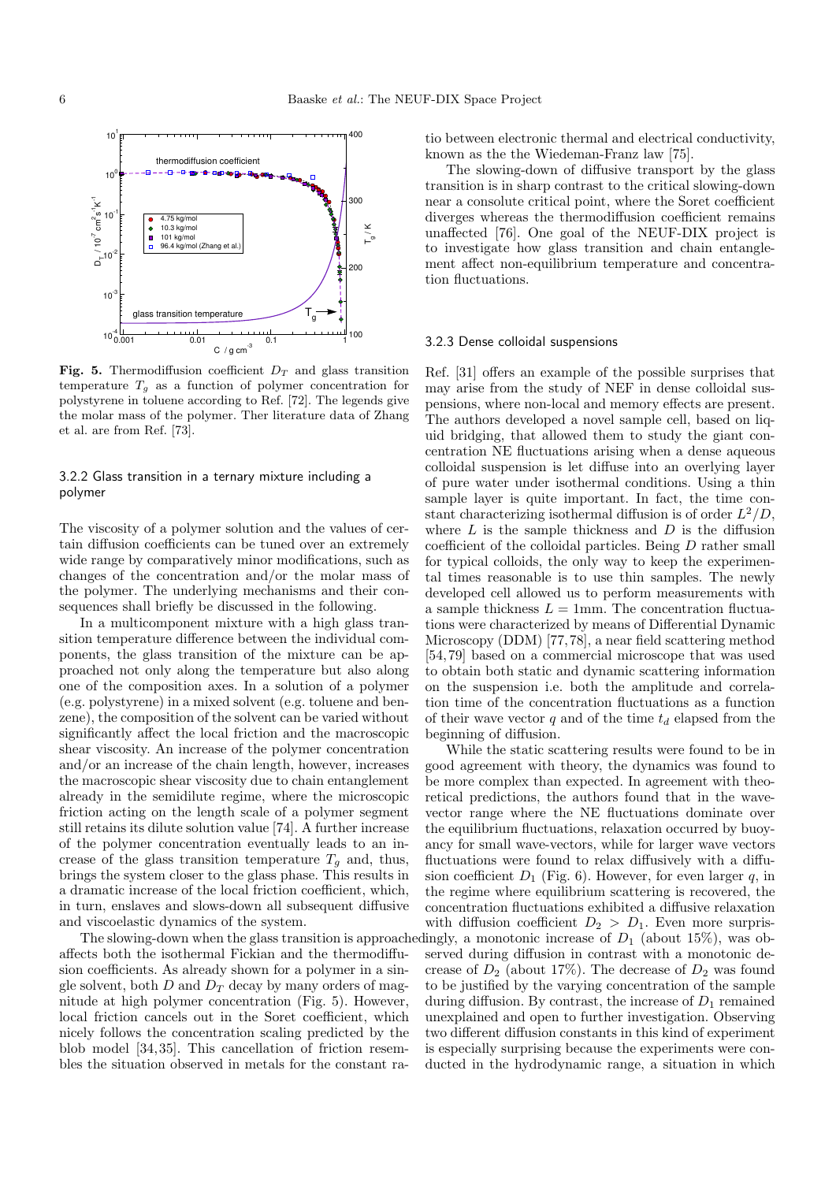**Fig. 5.** Thermodiffusion coefficient $D_T$ and glass transition temperature $T_g$ as a function of polymer concentration for polystyrene in toluene according to Ref. [72]. The legends give the molar mass of the polymer. Ther literature data of Zhang et al. are from Ref. [73].

### 3.2.2 Glass transition in a ternary mixture including a polymer

The viscosity of a polymer solution and the values of certain diffusion coefficients can be tuned over an extremely wide range by comparatively minor modifications, such as changes of the concentration and/or the molar mass of the polymer. The underlying mechanisms and their consequences shall briefly be discussed in the following.

In a multicomponent mixture with a high glass transition temperature difference between the individual components, the glass transition of the mixture can be approached not only along the temperature but also along one of the composition axes. In a solution of a polymer (e.g. polystyrene) in a mixed solvent (e.g. toluene and benzene), the composition of the solvent can be varied without significantly affect the local friction and the macroscopic shear viscosity. An increase of the polymer concentration and/or an increase of the chain length, however, increases the macroscopic shear viscosity due to chain entanglement already in the semidilute regime, where the microscopic friction acting on the length scale of a polymer segment still retains its dilute solution value [74]. A further increase of the polymer concentration eventually leads to an increase of the glass transition temperature $T_g$ and, thus, brings the system closer to the glass phase. This results in a dramatic increase of the local friction coefficient, which, in turn, enslaves and slows-down all subsequent diffusive and viscoelastic dynamics of the system.

The slowing-down when the glass transition is approached affects both the isothermal Fickian and the thermodiffusion coefficients. As already shown for a polymer in a single solvent, both $D$ and $D_T$ decay by many orders of magnitude at high polymer concentration (Fig. 5). However, local friction cancels out in the Soret coefficient, which nicely follows the concentration scaling predicted by the blob model [34,35]. This cancellation of friction resembles the situation observed in metals for the constant ratio between electronic thermal and electrical conductivity, known as the the Wiedeman-Franz law [75].

The slowing-down of diffusive transport by the glass transition is in sharp contrast to the critical slowing-down near a consolute critical point, where the Soret coefficient diverges whereas the thermodiffusion coefficient remains unaffected [76]. One goal of the NEUF-DIX project is to investigate how glass transition and chain entanglement affect non-equilibrium temperature and concentration fluctuations.

### 3.2.3 Dense colloidal suspensions

Ref. [31] offers an example of the possible surprises that may arise from the study of NEF in dense colloidal suspensions, where non-local and memory effects are present. The authors developed a novel sample cell, based on liquid bridging, that allowed them to study the giant concentration NE fluctuations arising when a dense aqueous colloidal suspension is let diffuse into an overlying layer of pure water under isothermal conditions. Using a thin sample layer is quite important. In fact, the time constant characterizing isothermal diffusion is of order $L^2/D$, where $L$ is the sample thickness and $D$ is the diffusion coefficient of the colloidal particles. Being $D$ rather small for typical colloids, the only way to keep the experimental times reasonable is to use thin samples. The newly developed cell allowed us to perform measurements with a sample thickness $L = 1$mm. The concentration fluctuations were characterized by means of Differential Dynamic Microscopy (DDM) [77,78], a near field scattering method [54,79] based on a commercial microscope that was used to obtain both static and dynamic scattering information on the suspension i.e. both the amplitude and correlation time of the concentration fluctuations as a function of their wave vector $q$ and of the time $t_d$ elapsed from the beginning of diffusion.

While the static scattering results were found to be in good agreement with theory, the dynamics was found to be more complex than expected. In agreement with theoretical predictions, the authors found that in the wavevector range where the NE fluctuations dominate over the equilibrium fluctuations, relaxation occurred by buoyancy for small wave-vectors, while for larger wave vectors fluctuations were found to relax diffusively with a diffusion coefficient $D_1$ (Fig. 6). However, for even larger $q$, in the regime where equilibrium scattering is recovered, the concentration fluctuations exhibited a diffusive relaxation with diffusion coefficient $D_2 > D_1$. Even more surprisingly, a monotonic increase of $D_1$ (about 15%), was observed during diffusion in contrast with a monotonic decrease of $D_2$ (about 17%). The decrease of $D_2$ was found to be justified by the varying concentration of the sample during diffusion. By contrast, the increase of $D_1$ remained unexplained and open to further investigation. Observing two different diffusion constants in this kind of experiment is especially surprising because the experiments were conducted in the hydrodynamic range, a situation in which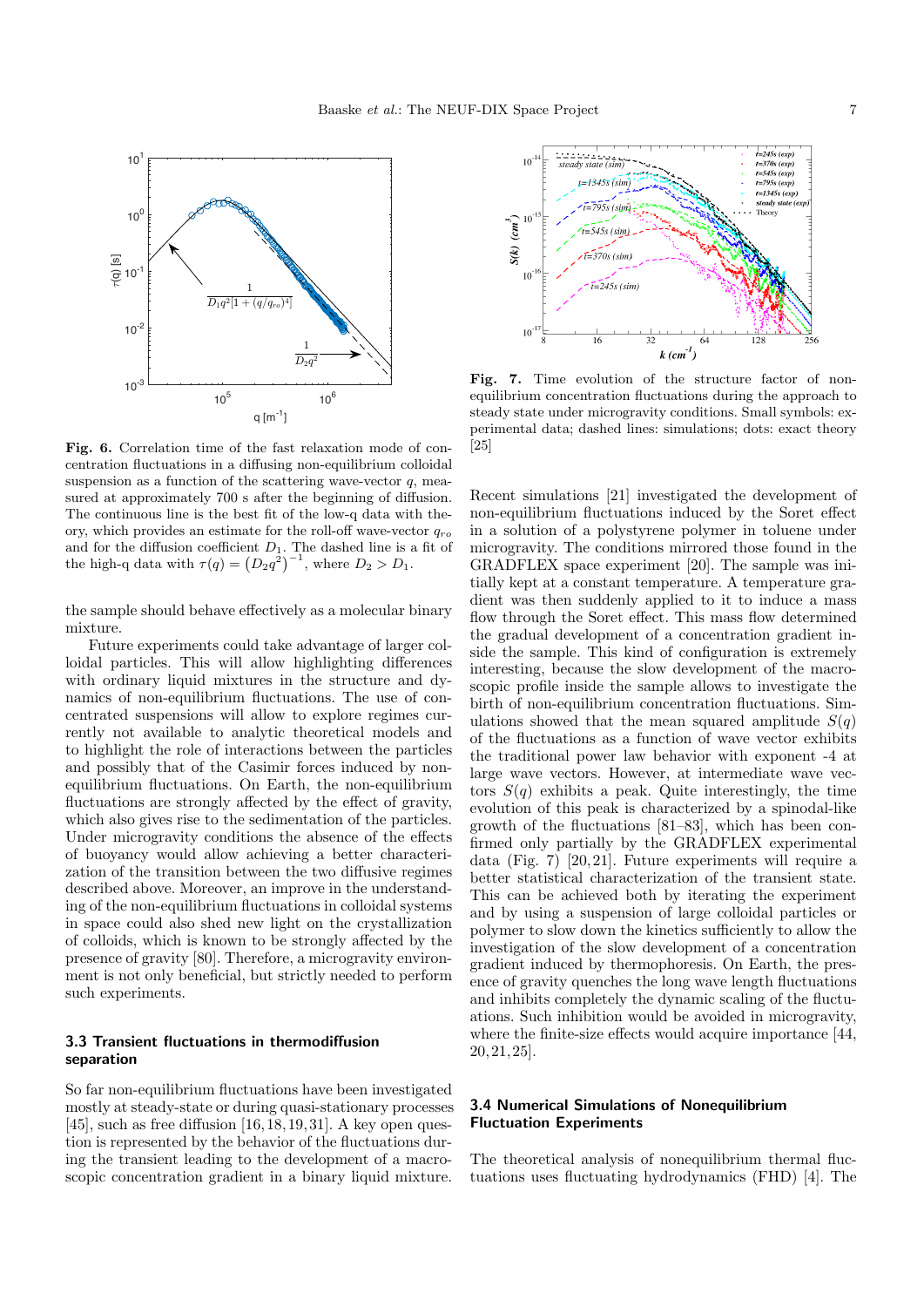Fig. 6. Correlation time of the fast relaxation mode of concentration fluctuations in a diffusing non-equilibrium colloidal suspension as a function of the scattering wave-vector $q$, measured at approximately 700 s after the beginning of diffusion. The continuous line is the best fit of the low-q data with theory, which provides an estimate for the roll-off wave-vector $q_{ro}$ and for the diffusion coefficient $D_1$. The dashed line is a fit of the high-q data with $\tau(q) = \left(D_2 q^2\right)^{-1}$, where $D_2 > D_1$.

the sample should behave effectively as a molecular binary mixture.

Future experiments could take advantage of larger colloidal particles. This will allow highlighting differences with ordinary liquid mixtures in the structure and dynamics of non-equilibrium fluctuations. The use of concentrated suspensions will allow to explore regimes currently not available to analytic theoretical models and to highlight the role of interactions between the particles and possibly that of the Casimir forces induced by non-equilibrium fluctuations. On Earth, the non-equilibrium fluctuations are strongly affected by the effect of gravity, which also gives rise to the sedimentation of the particles. Under microgravity conditions the absence of the effects of buoyancy would allow achieving a better characterization of the transition between the two diffusive regimes described above. Moreover, an improve in the understanding of the non-equilibrium fluctuations in colloidal systems in space could also shed new light on the crystallization of colloids, which is known to be strongly affected by the presence of gravity [80]. Therefore, a microgravity environment is not only beneficial, but strictly needed to perform such experiments.

### 3.3 Transient fluctuations in thermodiffusion separation

So far non-equilibrium fluctuations have been investigated mostly at steady-state or during quasi-stationary processes [45], such as free diffusion [16,18,19,31]. A key open question is represented by the behavior of the fluctuations during the transient leading to the development of a macroscopic concentration gradient in a binary liquid mixture.

Fig. 7. Time evolution of the structure factor of non-equilibrium concentration fluctuations during the approach to steady state under microgravity conditions. Small symbols: experimental data; dashed lines: simulations; dots: exact theory [25]

Recent simulations [21] investigated the development of non-equilibrium fluctuations induced by the Soret effect in a solution of a polystyrene polymer in toluene under microgravity. The conditions mirrored those found in the GRADFLEX space experiment [20]. The sample was initially kept at a constant temperature. A temperature gradient was then suddenly applied to it to induce a mass flow through the Soret effect. This mass flow determined the gradual development of a concentration gradient inside the sample. This kind of configuration is extremely interesting, because the slow development of the macroscopic profile inside the sample allows to investigate the birth of non-equilibrium concentration fluctuations. Simulations showed that the mean squared amplitude $S(q)$ of the fluctuations as a function of wave vector $q$ exhibits the traditional power law behavior with exponent -4 at large wave vectors. However, at intermediate wave vectors $S(q)$ exhibits a peak. Quite interestingly, the time evolution of this peak is characterized by a spinodal-like growth of the fluctuations [81–83], which has been confirmed only partially by the GRADFLEX experimental data (Fig. 7) [20,21]. Future experiments will require a better statistical characterization of the transient state. This can be achieved both by iterating the experiment and by using a suspension of large colloidal particles or polymer to slow down the kinetics sufficiently to allow the investigation of the slow development of a concentration gradient induced by thermophoresis. On Earth, the presence of gravity quenches the long wave length fluctuations and inhibits completely the dynamic scaling of the fluctuations. Such inhibition would be avoided in microgravity, where the finite-size effects would acquire importance [44, 20,21,25].

### 3.4 Numerical Simulations of Nonequilibrium Fluctuation Experiments

The theoretical analysis of nonequilibrium thermal fluctuations uses fluctuating hydrodynamics (FHD) [4]. The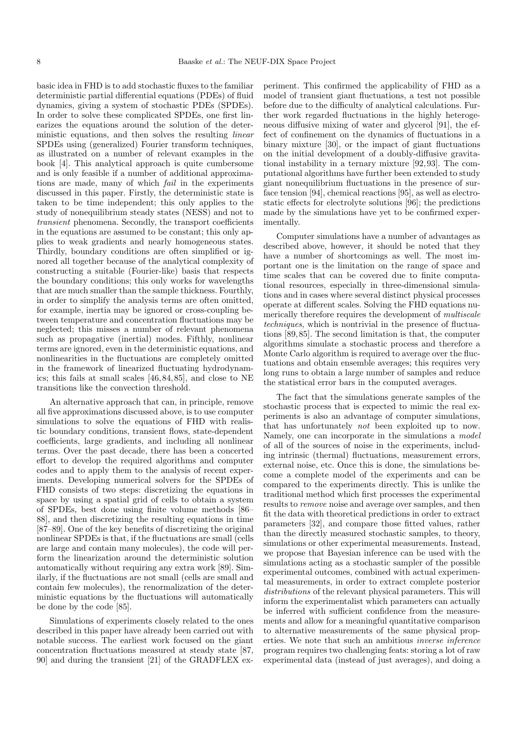basic idea in FHD is to add stochastic fluxes to the familiar deterministic partial differential equations (PDEs) of fluid dynamics, giving a system of stochastic PDEs (SPDEs). In order to solve these complicated SPDEs, one first linearizes the equations around the solution of the deterministic equations, and then solves the resulting *linear* SPDEs using (generalized) Fourier transform techniques, as illustrated on a number of relevant examples in the book [4]. This analytical approach is quite cumbersome and is only feasible if a number of additional approximations are made, many of which *fail* in the experiments discussed in this paper. Firstly, the deterministic state is taken to be time independent; this only applies to the study of nonequilibrium steady states (NESS) and not to *transient* phenomena. Secondly, the transport coefficients in the equations are assumed to be constant; this only applies to weak gradients and nearly homogeneous states. Thirdly, boundary conditions are often simplified or ignored all together because of the analytical complexity of constructing a suitable (Fourier-like) basis that respects the boundary conditions; this only works for wavelengths that are much smaller than the sample thickness. Fourthly, in order to simplify the analysis terms are often omitted, for example, inertia may be ignored or cross-coupling between temperature and concentration fluctuations may be neglected; this misses a number of relevant phenomena such as propagative (inertial) modes. Fifthly, nonlinear terms are ignored, even in the deterministic equations, and nonlinearities in the fluctuations are completely omitted in the framework of linearized fluctuating hydrodynamics; this fails at small scales [46,84,85], and close to NE transitions like the convection threshold.

An alternative approach that can, in principle, remove all five approximations discussed above, is to use computer simulations to solve the equations of FHD with realistic boundary conditions, transient flows, state-dependent coefficients, large gradients, and including all nonlinear terms. Over the past decade, there has been a concerted effort to develop the required algorithms and computer codes and to apply them to the analysis of recent experiments. Developing numerical solvers for the SPDEs of FHD consists of two steps: discretizing the equations in space by using a spatial grid of cells to obtain a system of SPDEs, best done using finite volume methods [86–88], and then discretizing the resulting equations in time [87–89]. One of the key benefits of discretizing the original nonlinear SPDEs is that, if the fluctuations are small (cells are large and contain many molecules), the code will perform the linearization around the deterministic solution automatically without requiring any extra work [89]. Similarly, if the fluctuations are not small (cells are small and contain few molecules), the renormalization of the deterministic equations by the fluctuations will automatically be done by the code [85].

Simulations of experiments closely related to the ones described in this paper have already been carried out with notable success. The earliest work focused on the giant concentration fluctuations measured at steady state [87,90] and during the transient [21] of the GRADFLEX experiment. This confirmed the applicability of FHD as a model of transient giant fluctuations, a test not possible before due to the difficulty of analytical calculations. Further work regarded fluctuations in the highly heterogeneous diffusive mixing of water and glycerol [91], the effect of confinement on the dynamics of fluctuations in a binary mixture [30], or the impact of giant fluctuations on the initial development of a doubly-diffusive gravitational instability in a ternary mixture [92,93]. The computational algorithms have further been extended to study giant nonequilibrium fluctuations in the presence of surface tension [94], chemical reactions [95], as well as electrostatic effects for electrolyte solutions [96]; the predictions made by the simulations have yet to be confirmed experimentally.

Computer simulations have a number of advantages as described above, however, it should be noted that they have a number of shortcomings as well. The most important one is the limitation on the range of space and time scales that can be covered due to finite computational resources, especially in three-dimensional simulations and in cases where several distinct physical processes operate at different scales. Solving the FHD equations numerically therefore requires the development of *multiscale techniques*, which is nontrivial in the presence of fluctuations [89,85]. The second limitation is that, the computer algorithms simulate a stochastic process and therefore a Monte Carlo algorithm is required to average over the fluctuations and obtain ensemble averages; this requires very long runs to obtain a large number of samples and reduce the statistical error bars in the computed averages.

The fact that the simulations generate samples of the stochastic process that is expected to mimic the real experiments is also an advantage of computer simulations, that has unfortunately *not* been exploited up to now. Namely, one can incorporate in the simulations a *model* of all of the sources of noise in the experiments, including intrinsic (thermal) fluctuations, measurement errors, external noise, etc. Once this is done, the simulations become a complete model of the experiments and can be compared to the experiments directly. This is unlike the traditional method which first processes the experimental results to *remove* noise and average over samples, and then fit the data with theoretical predictions in order to extract parameters [32], and compare those fitted values, rather than the directly measured stochastic samples, to theory, simulations or other experimental measurements. Instead, we propose that Bayesian inference can be used with the simulations acting as a stochastic sampler of the possible experimental outcomes, combined with actual experimental measurements, in order to extract complete posterior *distributions* of the relevant physical parameters. This will inform the experimentalist which parameters can actually be inferred with sufficient confidence from the measurements and allow for a meaningful quantitative comparison to alternative measurements of the same physical properties. We note that such an ambitious *inverse inference* program requires two challenging feats: storing a lot of raw experimental data (instead of just averages), and doing a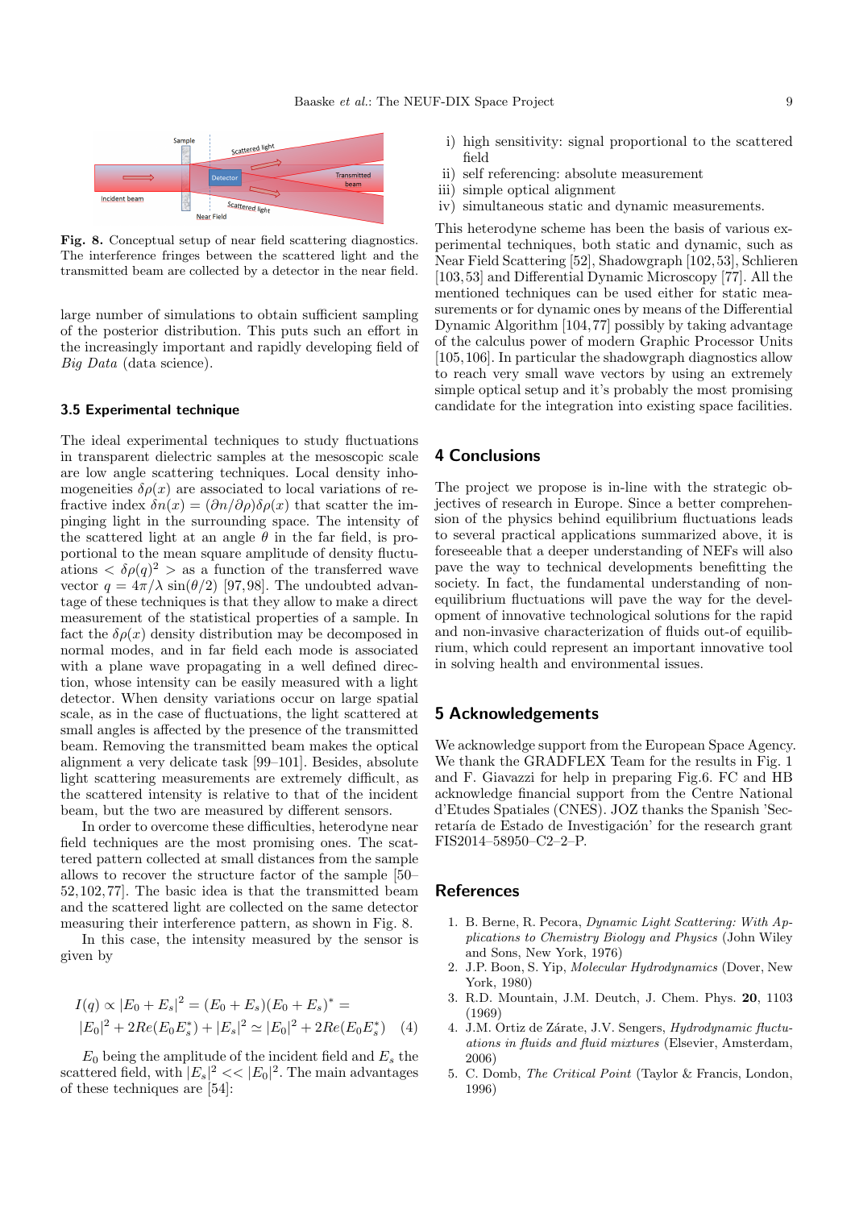Fig. 8. Conceptual setup of near field scattering diagnostics. The interference fringes between the scattered light and the transmitted beam are collected by a detector in the near field.

large number of simulations to obtain sufficient sampling of the posterior distribution. This puts such an effort in the increasingly important and rapidly developing field of *Big Data* (data science).

### 3.5 Experimental technique

The ideal experimental techniques to study fluctuations in transparent dielectric samples at the mesoscopic scale are low angle scattering techniques. Local density inhomogeneities $\delta\rho(x)$ are associated to local variations of refractive index $\delta n(x) = (\partial n/\partial \rho)\delta\rho(x)$ that scatter the impinging light in the surrounding space. The intensity of the scattered light at an angle $\theta$ in the far field, is proportional to the mean square amplitude of density fluctuations $< \delta\rho(q)^2 >$ as a function of the transferred wave vector $q = 4\pi/\lambda \sin(\theta/2)$ [97,98]. The undoubted advantage of these techniques is that they allow to make a direct measurement of the statistical properties of a sample. In fact the $\delta\rho(x)$ density distribution may be decomposed in normal modes, and in far field each mode is associated with a plane wave propagating in a well defined direction, whose intensity can be easily measured with a light detector. When density variations occur on large spatial scale, as in the case of fluctuations, the light scattered at small angles is affected by the presence of the transmitted beam. Removing the transmitted beam makes the optical alignment a very delicate task [99–101]. Besides, absolute light scattering measurements are extremely difficult, as the scattered intensity is relative to that of the incident beam, but the two are measured by different sensors.

In order to overcome these difficulties, heterodyne near field techniques are the most promising ones. The scattered pattern collected at small distances from the sample allows to recover the structure factor of the sample [50–52,102,77]. The basic idea is that the transmitted beam and the scattered light are collected on the same detector measuring their interference pattern, as shown in Fig. 8.

In this case, the intensity measured by the sensor is given by

$$I(q) \propto |E_0 + E_s|^2 = (E_0 + E_s)(E_0 + E_s)^* = \\ |E_0|^2 + 2Re(E_0 E_s^*) + |E_s|^2 \simeq |E_0|^2 + 2Re(E_0 E_s^*) \quad (4)$$

$E_0$ being the amplitude of the incident field and $E_s$ the scattered field, with $|E_s|^2 << |E_0|^2$. The main advantages of these techniques are [54]:

i) high sensitivity: signal proportional to the scattered field
ii) self referencing: absolute measurement
iii) simple optical alignment
iv) simultaneous static and dynamic measurements.

This heterodyne scheme has been the basis of various experimental techniques, both static and dynamic, such as Near Field Scattering [52], Shadowgraph [102,53], Schlieren [103,53] and Differential Dynamic Microscopy [77]. All the mentioned techniques can be used either for static measurements or for dynamic ones by means of the Differential Dynamic Algorithm [104,77] possibly by taking advantage of the calculus power of modern Graphic Processor Units [105,106]. In particular the shadowgraph diagnostics allow to reach very small wave vectors by using an extremely simple optical setup and it's probably the most promising candidate for the integration into existing space facilities.

## 4 Conclusions

The project we propose is in-line with the strategic objectives of research in Europe. Since a better comprehension of the physics behind equilibrium fluctuations leads to several practical applications summarized above, it is foreseeable that a deeper understanding of NEFs will also pave the way to technical developments benefitting the society. In fact, the fundamental understanding of non-equilibrium fluctuations will pave the way for the development of innovative technological solutions for the rapid and non-invasive characterization of fluids out-of equilibrium, which could represent an important innovative tool in solving health and environmental issues.

## 5 Acknowledgements

We acknowledge support from the European Space Agency. We thank the GRADFLEX Team for the results in Fig. 1 and F. Giavazzi for help in preparing Fig.6. FC and HB acknowledge financial support from the Centre National d'Etudes Spatiales (CNES). JOZ thanks the Spanish 'Secretaría de Estado de Investigación' for the research grant FIS2014–58950–C2–2–P.

## References

1. B. Berne, R. Pecora, *Dynamic Light Scattering: With Applications to Chemistry Biology and Physics* (John Wiley and Sons, New York, 1976)
2. J.P. Boon, S. Yip, *Molecular Hydrodynamics* (Dover, New York, 1980)
3. R.D. Mountain, J.M. Deutch, J. Chem. Phys. **20**, 1103 (1969)
4. J.M. Ortiz de Zárate, J.V. Sengers, *Hydrodynamic fluctuations in fluids and fluid mixtures* (Elsevier, Amsterdam, 2006)
5. C. Domb, *The Critical Point* (Taylor & Francis, London, 1996)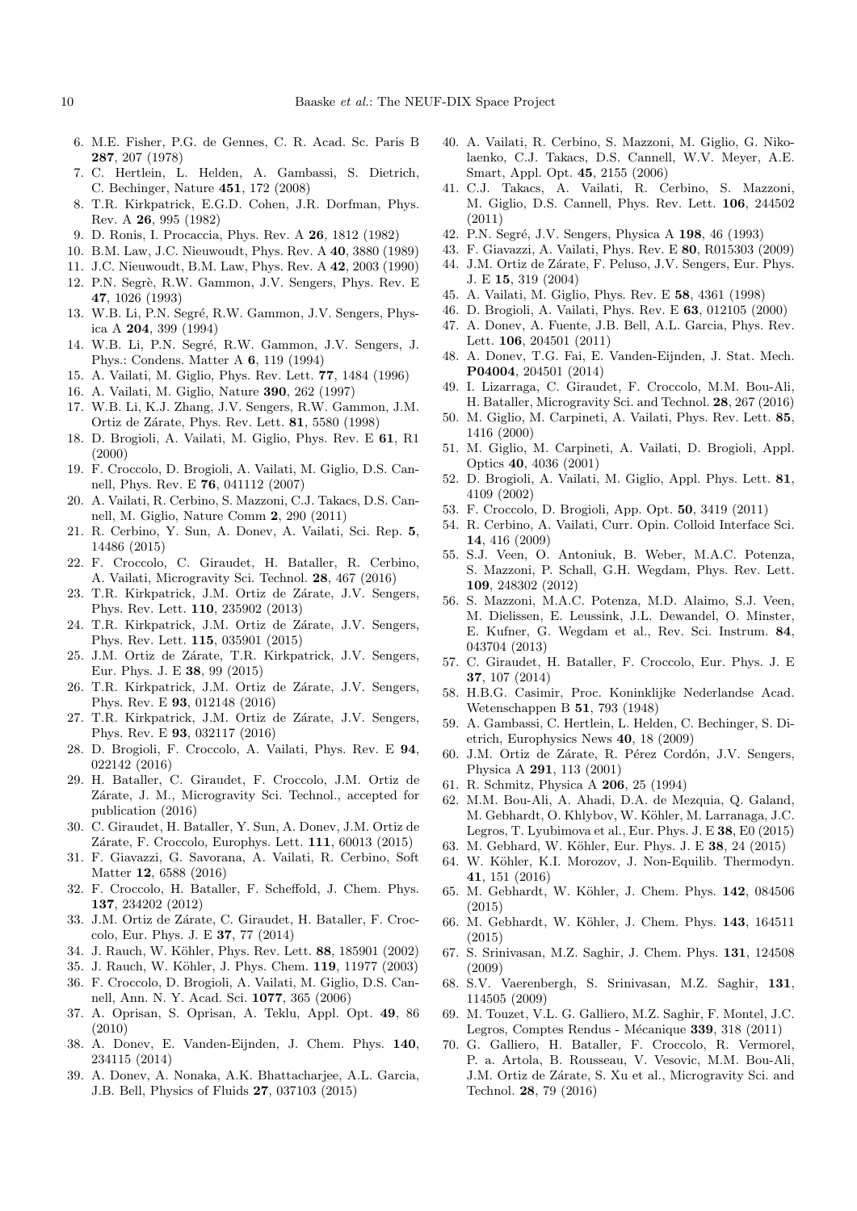6. M.E. Fisher, P.G. de Gennes, C. R. Acad. Sc. Paris B **287**, 207 (1978)
7. C. Hertlein, L. Helden, A. Gambassi, S. Dietrich, C. Bechinger, Nature **451**, 172 (2008)
8. T.R. Kirkpatrick, E.G.D. Cohen, J.R. Dorfman, Phys. Rev. A **26**, 995 (1982)
9. D. Ronis, I. Procaccia, Phys. Rev. A **26**, 1812 (1982)
10. B.M. Law, J.C. Nieuwoudt, Phys. Rev. A **40**, 3880 (1989)
11. J.C. Nieuwoudt, B.M. Law, Phys. Rev. A **42**, 2003 (1990)
12. P.N. Segrè, R.W. Gammon, J.V. Sengers, Phys. Rev. E **47**, 1026 (1993)
13. W.B. Li, P.N. Segré, R.W. Gammon, J.V. Sengers, Physica A **204**, 399 (1994)
14. W.B. Li, P.N. Segré, R.W. Gammon, J.V. Sengers, J. Phys.: Condens. Matter A **6**, 119 (1994)
15. A. Vailati, M. Giglio, Phys. Rev. Lett. **77**, 1484 (1996)
16. A. Vailati, M. Giglio, Nature **390**, 262 (1997)
17. W.B. Li, K.J. Zhang, J.V. Sengers, R.W. Gammon, J.M. Ortiz de Zárate, Phys. Rev. Lett. **81**, 5580 (1998)
18. D. Brogioli, A. Vailati, M. Giglio, Phys. Rev. E **61**, R1 (2000)
19. F. Croccolo, D. Brogioli, A. Vailati, M. Giglio, D.S. Cannell, Phys. Rev. E **76**, 041112 (2007)
20. A. Vailati, R. Cerbino, S. Mazzoni, C.J. Takacs, D.S. Cannell, M. Giglio, Nature Comm **2**, 290 (2011)
21. R. Cerbino, Y. Sun, A. Donev, A. Vailati, Sci. Rep. **5**, 14486 (2015)
22. F. Croccolo, C. Giraudet, H. Bataller, R. Cerbino, A. Vailati, Microgravity Sci. Technol. **28**, 467 (2016)
23. T.R. Kirkpatrick, J.M. Ortiz de Zárate, J.V. Sengers, Phys. Rev. Lett. **110**, 235902 (2013)
24. T.R. Kirkpatrick, J.M. Ortiz de Zárate, J.V. Sengers, Phys. Rev. Lett. **115**, 035901 (2015)
25. J.M. Ortiz de Zárate, T.R. Kirkpatrick, J.V. Sengers, Eur. Phys. J. E **38**, 99 (2015)
26. T.R. Kirkpatrick, J.M. Ortiz de Zárate, J.V. Sengers, Phys. Rev. E **93**, 012148 (2016)
27. T.R. Kirkpatrick, J.M. Ortiz de Zárate, J.V. Sengers, Phys. Rev. E **93**, 032117 (2016)
28. D. Brogioli, F. Croccolo, A. Vailati, Phys. Rev. E **94**, 022142 (2016)
29. H. Bataller, C. Giraudet, F. Croccolo, J.M. Ortiz de Zárate, J. M., Microgravity Sci. Technol., accepted for publication (2016)
30. C. Giraudet, H. Bataller, Y. Sun, A. Donev, J.M. Ortiz de Zárate, F. Croccolo, Europhys. Lett. **111**, 60013 (2015)
31. F. Giavazzi, G. Savorana, A. Vailati, R. Cerbino, Soft Matter **12**, 6588 (2016)
32. F. Croccolo, H. Bataller, F. Scheffold, J. Chem. Phys. **137**, 234202 (2012)
33. J.M. Ortiz de Zárate, C. Giraudet, H. Bataller, F. Croccolo, Eur. Phys. J. E **37**, 77 (2014)
34. J. Rauch, W. Köhler, Phys. Rev. Lett. **88**, 185901 (2002)
35. J. Rauch, W. Köhler, J. Phys. Chem. **119**, 11977 (2003)
36. F. Croccolo, D. Brogioli, A. Vailati, M. Giglio, D.S. Cannell, Ann. N. Y. Acad. Sci. **1077**, 365 (2006)
37. A. Oprisan, S. Oprisan, A. Teklu, Appl. Opt. **49**, 86 (2010)
38. A. Donev, E. Vanden-Eijnden, J. Chem. Phys. **140**, 234115 (2014)
39. A. Donev, A. Nonaka, A.K. Bhattacharjee, A.L. Garcia, J.B. Bell, Physics of Fluids **27**, 037103 (2015)
40. A. Vailati, R. Cerbino, S. Mazzoni, M. Giglio, G. Nikolaenko, C.J. Takacs, D.S. Cannell, W.V. Meyer, A.E. Smart, Appl. Opt. **45**, 2155 (2006)
41. C.J. Takacs, A. Vailati, R. Cerbino, S. Mazzoni, M. Giglio, D.S. Cannell, Phys. Rev. Lett. **106**, 244502 (2011)
42. P.N. Segré, J.V. Sengers, Physica A **198**, 46 (1993)
43. F. Giavazzi, A. Vailati, Phys. Rev. E **80**, R015303 (2009)
44. J.M. Ortiz de Zárate, F. Peluso, J.V. Sengers, Eur. Phys. J. E **15**, 319 (2004)
45. A. Vailati, M. Giglio, Phys. Rev. E **58**, 4361 (1998)
46. D. Brogioli, A. Vailati, Phys. Rev. E **63**, 012105 (2000)
47. A. Donev, A. Fuente, J.B. Bell, A.L. Garcia, Phys. Rev. Lett. **106**, 204501 (2011)
48. A. Donev, T.G. Fai, E. Vanden-Eijnden, J. Stat. Mech. **P04004**, 204501 (2014)
49. I. Lizarraga, C. Giraudet, F. Croccolo, M.M. Bou-Ali, H. Bataller, Microgravity Sci. and Technol. **28**, 267 (2016)
50. M. Giglio, M. Carpineti, A. Vailati, Phys. Rev. Lett. **85**, 1416 (2000)
51. M. Giglio, M. Carpineti, A. Vailati, D. Brogioli, Appl. Optics **40**, 4036 (2001)
52. D. Brogioli, A. Vailati, M. Giglio, Appl. Phys. Lett. **81**, 4109 (2002)
53. F. Croccolo, D. Brogioli, App. Opt. **50**, 3419 (2011)
54. R. Cerbino, A. Vailati, Curr. Opin. Colloid Interface Sci. **14**, 416 (2009)
55. S.J. Veen, O. Antoniuk, B. Weber, M.A.C. Potenza, S. Mazzoni, P. Schall, G.H. Wegdam, Phys. Rev. Lett. **109**, 248302 (2012)
56. S. Mazzoni, M.A.C. Potenza, M.D. Alaimo, S.J. Veen, M. Dielissen, E. Leussink, J.L. Dewandel, O. Minster, E. Kufner, G. Wegdam et al., Rev. Sci. Instrum. **84**, 043704 (2013)
57. C. Giraudet, H. Bataller, F. Croccolo, Eur. Phys. J. E **37**, 107 (2014)
58. H.B.G. Casimir, Proc. Koninklijke Nederlandse Acad. Wetenschappen B **51**, 793 (1948)
59. A. Gambassi, C. Hertlein, L. Helden, C. Bechinger, S. Dietrich, Europhysics News **40**, 18 (2009)
60. J.M. Ortiz de Zárate, R. Pérez Cordón, J.V. Sengers, Physica A **291**, 113 (2001)
61. R. Schmitz, Physica A **206**, 25 (1994)
62. M.M. Bou-Ali, A. Ahadi, D.A. de Mezquia, Q. Galand, M. Gebhardt, O. Khlybov, W. Köhler, M. Larranaga, J.C. Legros, T. Lyubimova et al., Eur. Phys. J. E **38**, E0 (2015)
63. M. Gebhard, W. Köhler, Eur. Phys. J. E **38**, 24 (2015)
64. W. Köhler, K.I. Morozov, J. Non-Equilib. Thermodyn. **41**, 151 (2016)
65. M. Gebhardt, W. Köhler, J. Chem. Phys. **142**, 084506 (2015)
66. M. Gebhardt, W. Köhler, J. Chem. Phys. **143**, 164511 (2015)
67. S. Srinivasan, M.Z. Saghir, J. Chem. Phys. **131**, 124508 (2009)
68. S.V. Vaerenbergh, S. Srinivasan, M.Z. Saghir, **131**, 114505 (2009)
69. M. Touzet, V.L. G. Galliero, M.Z. Saghir, F. Montel, J.C. Legros, Comptes Rendus - Mécanique **339**, 318 (2011)
70. G. Galliero, H. Bataller, F. Croccolo, R. Vermorel, P. a. Artola, B. Rousseau, V. Vesovic, M.M. Bou-Ali, J.M. Ortiz de Zárate, S. Xu et al., Microgravity Sci. and Technol. **28**, 79 (2016)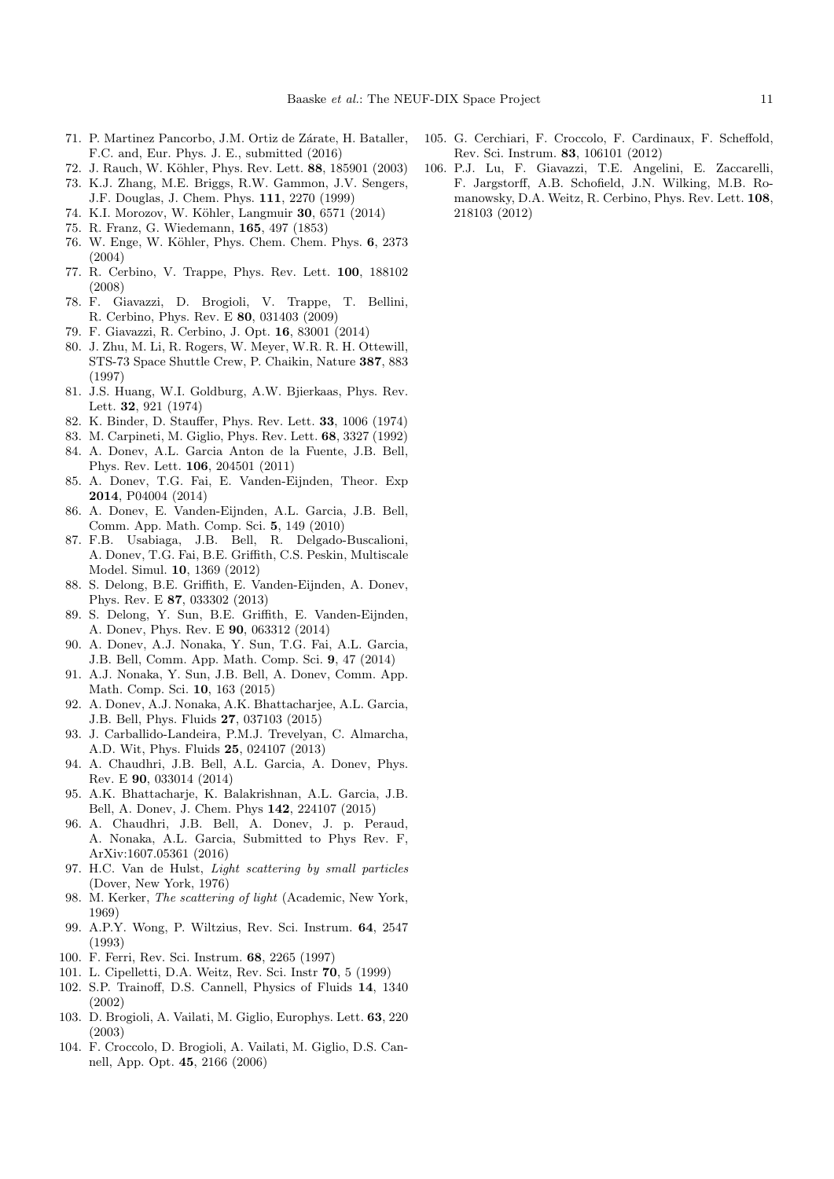71. P. Martinez Pancorbo, J.M. Ortiz de Zárate, H. Bataller, F.C. and, Eur. Phys. J. E., submitted (2016)
72. J. Rauch, W. Köhler, Phys. Rev. Lett. **88**, 185901 (2003)
73. K.J. Zhang, M.E. Briggs, R.W. Gammon, J.V. Sengers, J.F. Douglas, J. Chem. Phys. **111**, 2270 (1999)
74. K.I. Morozov, W. Köhler, Langmuir **30**, 6571 (2014)
75. R. Franz, G. Wiedemann, **165**, 497 (1853)
76. W. Enge, W. Köhler, Phys. Chem. Chem. Phys. **6**, 2373 (2004)
77. R. Cerbino, V. Trappe, Phys. Rev. Lett. **100**, 188102 (2008)
78. F. Giavazzi, D. Brogioli, V. Trappe, T. Bellini, R. Cerbino, Phys. Rev. E **80**, 031403 (2009)
79. F. Giavazzi, R. Cerbino, J. Opt. **16**, 83001 (2014)
80. J. Zhu, M. Li, R. Rogers, W. Meyer, W.R. R. H. Ottewill, STS-73 Space Shuttle Crew, P. Chaikin, Nature **387**, 883 (1997)
81. J.S. Huang, W.I. Goldburg, A.W. Bjierkaas, Phys. Rev. Lett. **32**, 921 (1974)
82. K. Binder, D. Stauffer, Phys. Rev. Lett. **33**, 1006 (1974)
83. M. Carpineti, M. Giglio, Phys. Rev. Lett. **68**, 3327 (1992)
84. A. Donev, A.L. Garcia Anton de la Fuente, J.B. Bell, Phys. Rev. Lett. **106**, 204501 (2011)
85. A. Donev, T.G. Fai, E. Vanden-Eijnden, Theor. Exp **2014**, P04004 (2014)
86. A. Donev, E. Vanden-Eijnden, A.L. Garcia, J.B. Bell, Comm. App. Math. Comp. Sci. **5**, 149 (2010)
87. F.B. Usabiaga, J.B. Bell, R. Delgado-Buscalioni, A. Donev, T.G. Fai, B.E. Griffith, C.S. Peskin, Multiscale Model. Simul. **10**, 1369 (2012)
88. S. Delong, B.E. Griffith, E. Vanden-Eijnden, A. Donev, Phys. Rev. E **87**, 033302 (2013)
89. S. Delong, Y. Sun, B.E. Griffith, E. Vanden-Eijnden, A. Donev, Phys. Rev. E **90**, 063312 (2014)
90. A. Donev, A.J. Nonaka, Y. Sun, T.G. Fai, A.L. Garcia, J.B. Bell, Comm. App. Math. Comp. Sci. **9**, 47 (2014)
91. A.J. Nonaka, Y. Sun, J.B. Bell, A. Donev, Comm. App. Math. Comp. Sci. **10**, 163 (2015)
92. A. Donev, A.J. Nonaka, A.K. Bhattacharjee, A.L. Garcia, J.B. Bell, Phys. Fluids **27**, 037103 (2015)
93. J. Carballido-Landeira, P.M.J. Trevelyan, C. Almarcha, A.D. Wit, Phys. Fluids **25**, 024107 (2013)
94. A. Chaudhri, J.B. Bell, A.L. Garcia, A. Donev, Phys. Rev. E **90**, 033014 (2014)
95. A.K. Bhattacharje, K. Balakrishnan, A.L. Garcia, J.B. Bell, A. Donev, J. Chem. Phys **142**, 224107 (2015)
96. A. Chaudhri, J.B. Bell, A. Donev, J. p. Peraud, A. Nonaka, A.L. Garcia, Submitted to Phys Rev. F, ArXiv:1607.05361 (2016)
97. H.C. Van de Hulst, *Light scattering by small particles* (Dover, New York, 1976)
98. M. Kerker, *The scattering of light* (Academic, New York, 1969)
99. A.P.Y. Wong, P. Wiltzius, Rev. Sci. Instrum. **64**, 2547 (1993)
100. F. Ferri, Rev. Sci. Instrum. **68**, 2265 (1997)
101. L. Cipelletti, D.A. Weitz, Rev. Sci. Instr **70**, 5 (1999)
102. S.P. Trainoff, D.S. Cannell, Physics of Fluids **14**, 1340 (2002)
103. D. Brogioli, A. Vailati, M. Giglio, Europhys. Lett. **63**, 220 (2003)
104. F. Croccolo, D. Brogioli, A. Vailati, M. Giglio, D.S. Cannell, App. Opt. **45**, 2166 (2006)
105. G. Cerchiari, F. Croccolo, F. Cardinaux, F. Scheffold, Rev. Sci. Instrum. **83**, 106101 (2012)
106. P.J. Lu, F. Giavazzi, T.E. Angelini, E. Zaccarelli, F. Jargstorff, A.B. Schofield, J.N. Wilking, M.B. Romanowsky, D.A. Weitz, R. Cerbino, Phys. Rev. Lett. **108**, 218103 (2012)